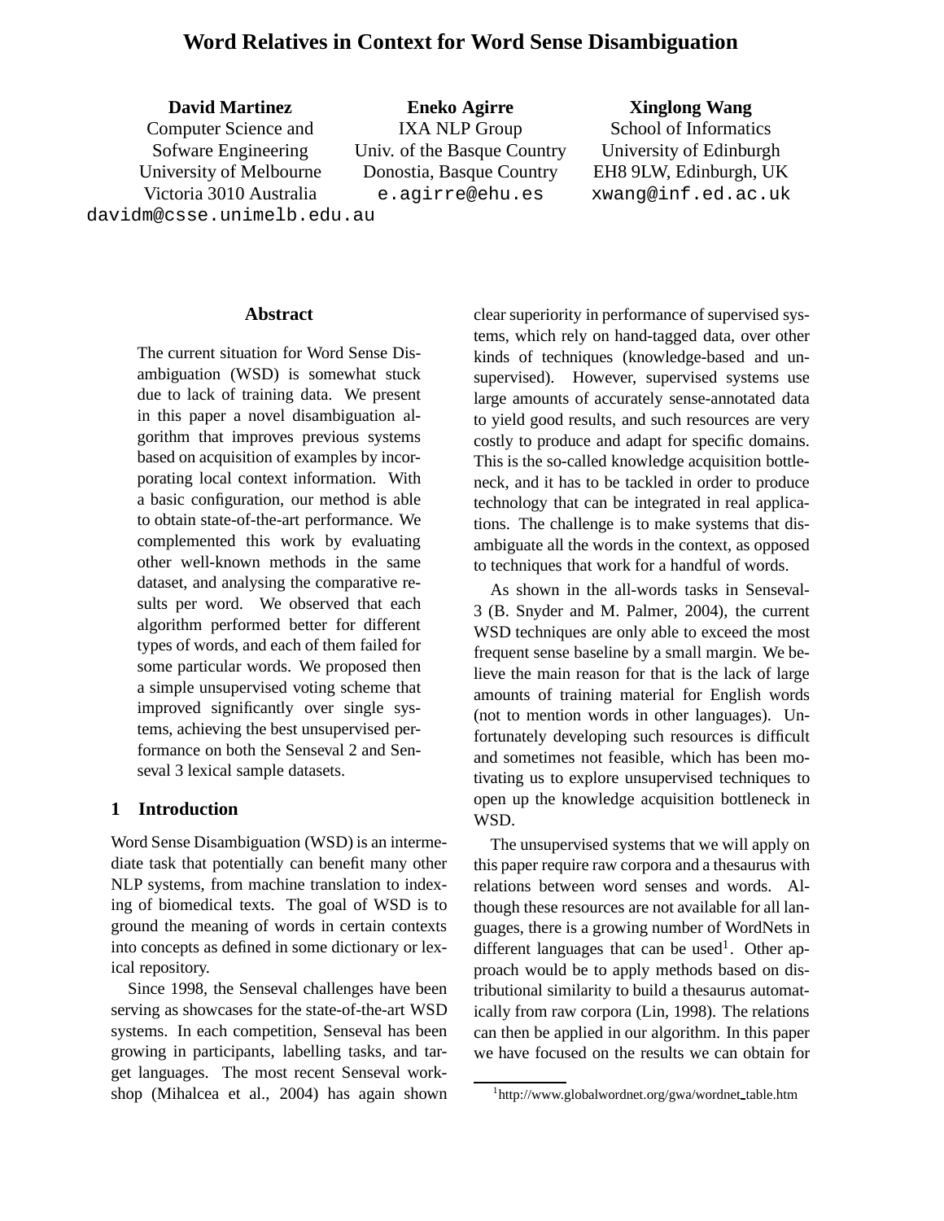# Word Relatives in Context for Word Sense Disambiguation

**David Martinez**
Computer Science and Sofware Engineering
University of Melbourne
Victoria 3010 Australia
davidm@csse.unimelb.edu.au

**Eneko Agirre**
IXA NLP Group
Univ. of the Basque Country
Donostia, Basque Country
e.agirre@ehu.es

**Xinglong Wang**
School of Informatics
University of Edinburgh
EH8 9LW, Edinburgh, UK
xwang@inf.ed.ac.uk

## Abstract

The current situation for Word Sense Disambiguation (WSD) is somewhat stuck due to lack of training data. We present in this paper a novel disambiguation algorithm that improves previous systems based on acquisition of examples by incorporating local context information. With a basic configuration, our method is able to obtain state-of-the-art performance. We complemented this work by evaluating other well-known methods in the same dataset, and analysing the comparative results per word. We observed that each algorithm performed better for different types of words, and each of them failed for some particular words. We proposed then a simple unsupervised voting scheme that improved significantly over single systems, achieving the best unsupervised performance on both the Senseval 2 and Senseval 3 lexical sample datasets.

## 1 Introduction

Word Sense Disambiguation (WSD) is an intermediate task that potentially can benefit many other NLP systems, from machine translation to indexing of biomedical texts. The goal of WSD is to ground the meaning of words in certain contexts into concepts as defined in some dictionary or lexical repository.

Since 1998, the Senseval challenges have been serving as showcases for the state-of-the-art WSD systems. In each competition, Senseval has been growing in participants, labelling tasks, and target languages. The most recent Senseval workshop (Mihalcea et al., 2004) has again shown clear superiority in performance of supervised systems, which rely on hand-tagged data, over other kinds of techniques (knowledge-based and unsupervised). However, supervised systems use large amounts of accurately sense-annotated data to yield good results, and such resources are very costly to produce and adapt for specific domains. This is the so-called knowledge acquisition bottleneck, and it has to be tackled in order to produce technology that can be integrated in real applications. The challenge is to make systems that disambiguate all the words in the context, as opposed to techniques that work for a handful of words.

As shown in the all-words tasks in Senseval-3 (B. Snyder and M. Palmer, 2004), the current WSD techniques are only able to exceed the most frequent sense baseline by a small margin. We believe the main reason for that is the lack of large amounts of training material for English words (not to mention words in other languages). Unfortunately developing such resources is difficult and sometimes not feasible, which has been motivating us to explore unsupervised techniques to open up the knowledge acquisition bottleneck in WSD.

The unsupervised systems that we will apply on this paper require raw corpora and a thesaurus with relations between word senses and words. Although these resources are not available for all languages, there is a growing number of WordNets in different languages that can be used[1]. Other approach would be to apply methods based on distributional similarity to build a thesaurus automatically from raw corpora (Lin, 1998). The relations can then be applied in our algorithm. In this paper we have focused on the results we can obtain for

[1] http://www.globalwordnet.org/gwa/wordnet_table.htm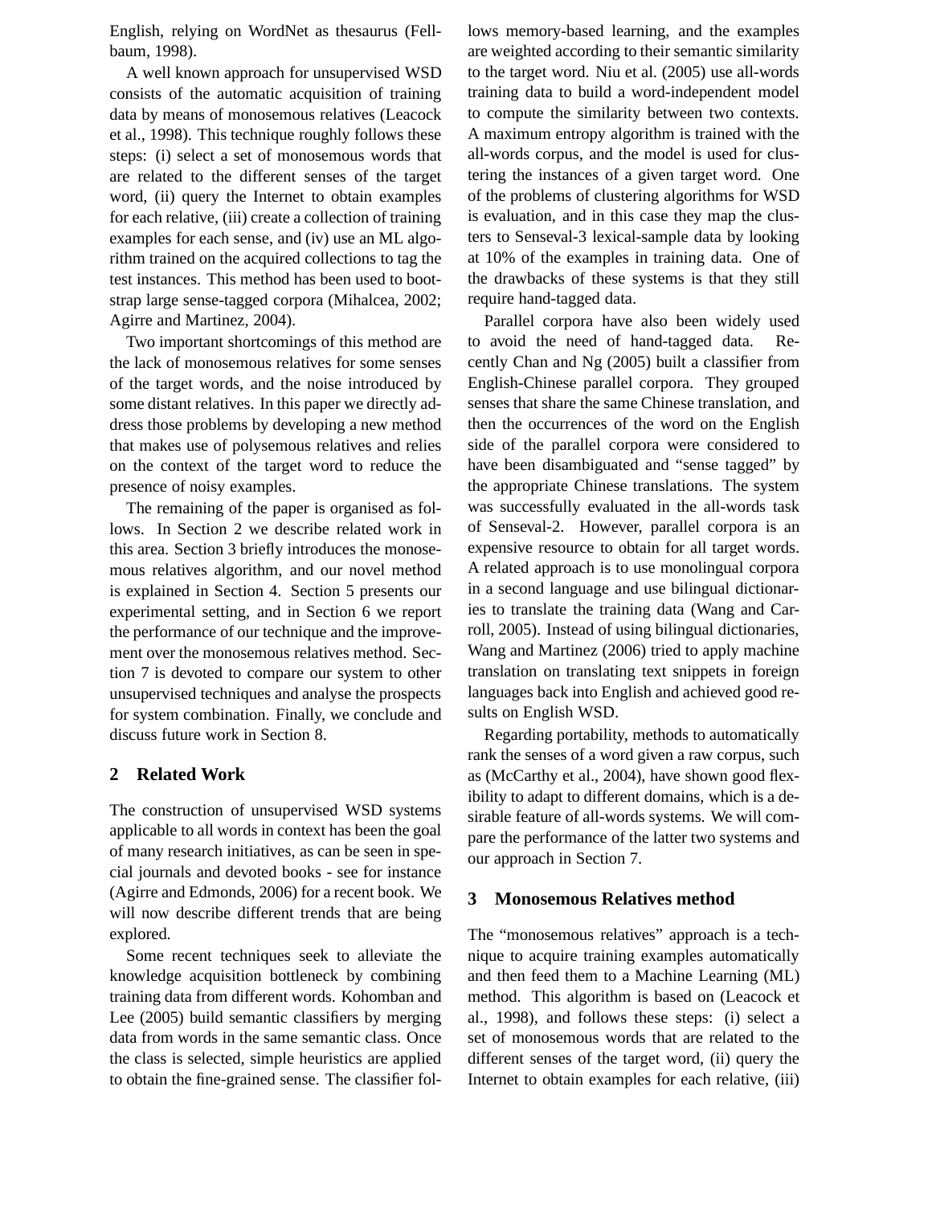English, relying on WordNet as thesaurus (Fellbaum, 1998).

A well known approach for unsupervised WSD consists of the automatic acquisition of training data by means of monosemous relatives (Leacock et al., 1998). This technique roughly follows these steps: (i) select a set of monosemous words that are related to the different senses of the target word, (ii) query the Internet to obtain examples for each relative, (iii) create a collection of training examples for each sense, and (iv) use an ML algorithm trained on the acquired collections to tag the test instances. This method has been used to bootstrap large sense-tagged corpora (Mihalcea, 2002; Agirre and Martinez, 2004).

Two important shortcomings of this method are the lack of monosemous relatives for some senses of the target words, and the noise introduced by some distant relatives. In this paper we directly address those problems by developing a new method that makes use of polysemous relatives and relies on the context of the target word to reduce the presence of noisy examples.

The remaining of the paper is organised as follows. In Section 2 we describe related work in this area. Section 3 briefly introduces the monosemous relatives algorithm, and our novel method is explained in Section 4. Section 5 presents our experimental setting, and in Section 6 we report the performance of our technique and the improvement over the monosemous relatives method. Section 7 is devoted to compare our system to other unsupervised techniques and analyse the prospects for system combination. Finally, we conclude and discuss future work in Section 8.

## 2 Related Work

The construction of unsupervised WSD systems applicable to all words in context has been the goal of many research initiatives, as can be seen in special journals and devoted books - see for instance (Agirre and Edmonds, 2006) for a recent book. We will now describe different trends that are being explored.

Some recent techniques seek to alleviate the knowledge acquisition bottleneck by combining training data from different words. Kohomban and Lee (2005) build semantic classifiers by merging data from words in the same semantic class. Once the class is selected, simple heuristics are applied to obtain the fine-grained sense. The classifier follows memory-based learning, and the examples are weighted according to their semantic similarity to the target word. Niu et al. (2005) use all-words training data to build a word-independent model to compute the similarity between two contexts. A maximum entropy algorithm is trained with the all-words corpus, and the model is used for clustering the instances of a given target word. One of the problems of clustering algorithms for WSD is evaluation, and in this case they map the clusters to Senseval-3 lexical-sample data by looking at 10% of the examples in training data. One of the drawbacks of these systems is that they still require hand-tagged data.

Parallel corpora have also been widely used to avoid the need of hand-tagged data. Recently Chan and Ng (2005) built a classifier from English-Chinese parallel corpora. They grouped senses that share the same Chinese translation, and then the occurrences of the word on the English side of the parallel corpora were considered to have been disambiguated and "sense tagged" by the appropriate Chinese translations. The system was successfully evaluated in the all-words task of Senseval-2. However, parallel corpora is an expensive resource to obtain for all target words. A related approach is to use monolingual corpora in a second language and use bilingual dictionaries to translate the training data (Wang and Carroll, 2005). Instead of using bilingual dictionaries, Wang and Martinez (2006) tried to apply machine translation on translating text snippets in foreign languages back into English and achieved good results on English WSD.

Regarding portability, methods to automatically rank the senses of a word given a raw corpus, such as (McCarthy et al., 2004), have shown good flexibility to adapt to different domains, which is a desirable feature of all-words systems. We will compare the performance of the latter two systems and our approach in Section 7.

## 3 Monosemous Relatives method

The "monosemous relatives" approach is a technique to acquire training examples automatically and then feed them to a Machine Learning (ML) method. This algorithm is based on (Leacock et al., 1998), and follows these steps: (i) select a set of monosemous words that are related to the different senses of the target word, (ii) query the Internet to obtain examples for each relative, (iii)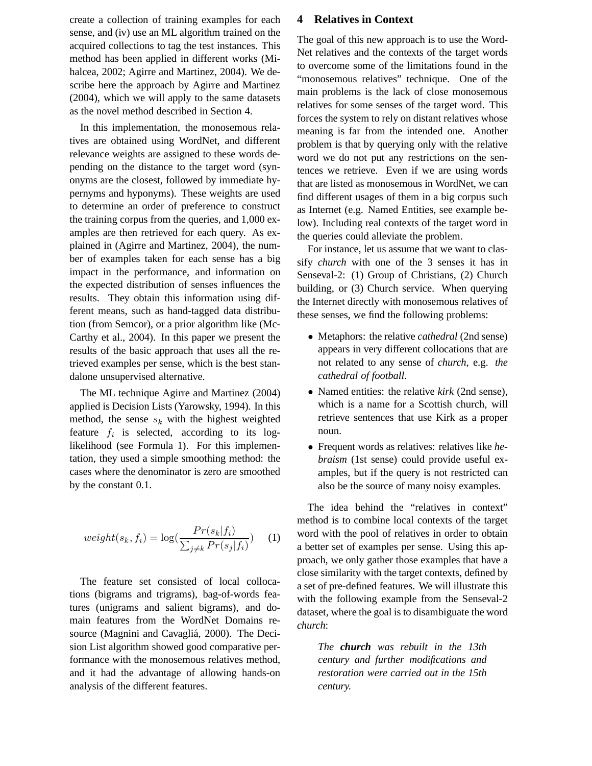create a collection of training examples for each sense, and (iv) use an ML algorithm trained on the acquired collections to tag the test instances. This method has been applied in different works (Mihalcea, 2002; Agirre and Martinez, 2004). We describe here the approach by Agirre and Martinez (2004), which we will apply to the same datasets as the novel method described in Section 4.

In this implementation, the monosemous relatives are obtained using WordNet, and different relevance weights are assigned to these words depending on the distance to the target word (synonyms are the closest, followed by immediate hypernyms and hyponyms). These weights are used to determine an order of preference to construct the training corpus from the queries, and 1,000 examples are then retrieved for each query. As explained in (Agirre and Martinez, 2004), the number of examples taken for each sense has a big impact in the performance, and information on the expected distribution of senses influences the results. They obtain this information using different means, such as hand-tagged data distribution (from Semcor), or a prior algorithm like (McCarthy et al., 2004). In this paper we present the results of the basic approach that uses all the retrieved examples per sense, which is the best standalone unsupervised alternative.

The ML technique Agirre and Martinez (2004) applied is Decision Lists (Yarowsky, 1994). In this method, the sense $s_k$ with the highest weighted feature $f_i$ is selected, according to its log-likelihood (see Formula 1). For this implementation, they used a simple smoothing method: the cases where the denominator is zero are smoothed by the constant 0.1.

$$weight(s_k, f_i) = \log(\frac{Pr(s_k|f_i)}{\sum_{j \neq k} Pr(s_j|f_i)}) \quad (1)$$

The feature set consisted of local collocations (bigrams and trigrams), bag-of-words features (unigrams and salient bigrams), and domain features from the WordNet Domains resource (Magnini and Cavagliá, 2000). The Decision List algorithm showed good comparative performance with the monosemous relatives method, and it had the advantage of allowing hands-on analysis of the different features.

## 4 Relatives in Context

The goal of this new approach is to use the WordNet relatives and the contexts of the target words to overcome some of the limitations found in the "monosemous relatives" technique. One of the main problems is the lack of close monosemous relatives for some senses of the target word. This forces the system to rely on distant relatives whose meaning is far from the intended one. Another problem is that by querying only with the relative word we do not put any restrictions on the sentences we retrieve. Even if we are using words that are listed as monosemous in WordNet, we can find different usages of them in a big corpus such as Internet (e.g. Named Entities, see example below). Including real contexts of the target word in the queries could alleviate the problem.

For instance, let us assume that we want to classify *church* with one of the 3 senses it has in Senseval-2: (1) Group of Christians, (2) Church building, or (3) Church service. When querying the Internet directly with monosemous relatives of these senses, we find the following problems:

- Metaphors: the relative *cathedral* (2nd sense) appears in very different collocations that are not related to any sense of *church*, e.g. *the cathedral of football*.
- Named entities: the relative *kirk* (2nd sense), which is a name for a Scottish church, will retrieve sentences that use Kirk as a proper noun.
- Frequent words as relatives: relatives like *hebraism* (1st sense) could provide useful examples, but if the query is not restricted can also be the source of many noisy examples.

The idea behind the "relatives in context" method is to combine local contexts of the target word with the pool of relatives in order to obtain a better set of examples per sense. Using this approach, we only gather those examples that have a close similarity with the target contexts, defined by a set of pre-defined features. We will illustrate this with the following example from the Senseval-2 dataset, where the goal is to disambiguate the word *church*:

> *The* ***church*** *was rebuilt in the 13th century and further modifications and restoration were carried out in the 15th century.*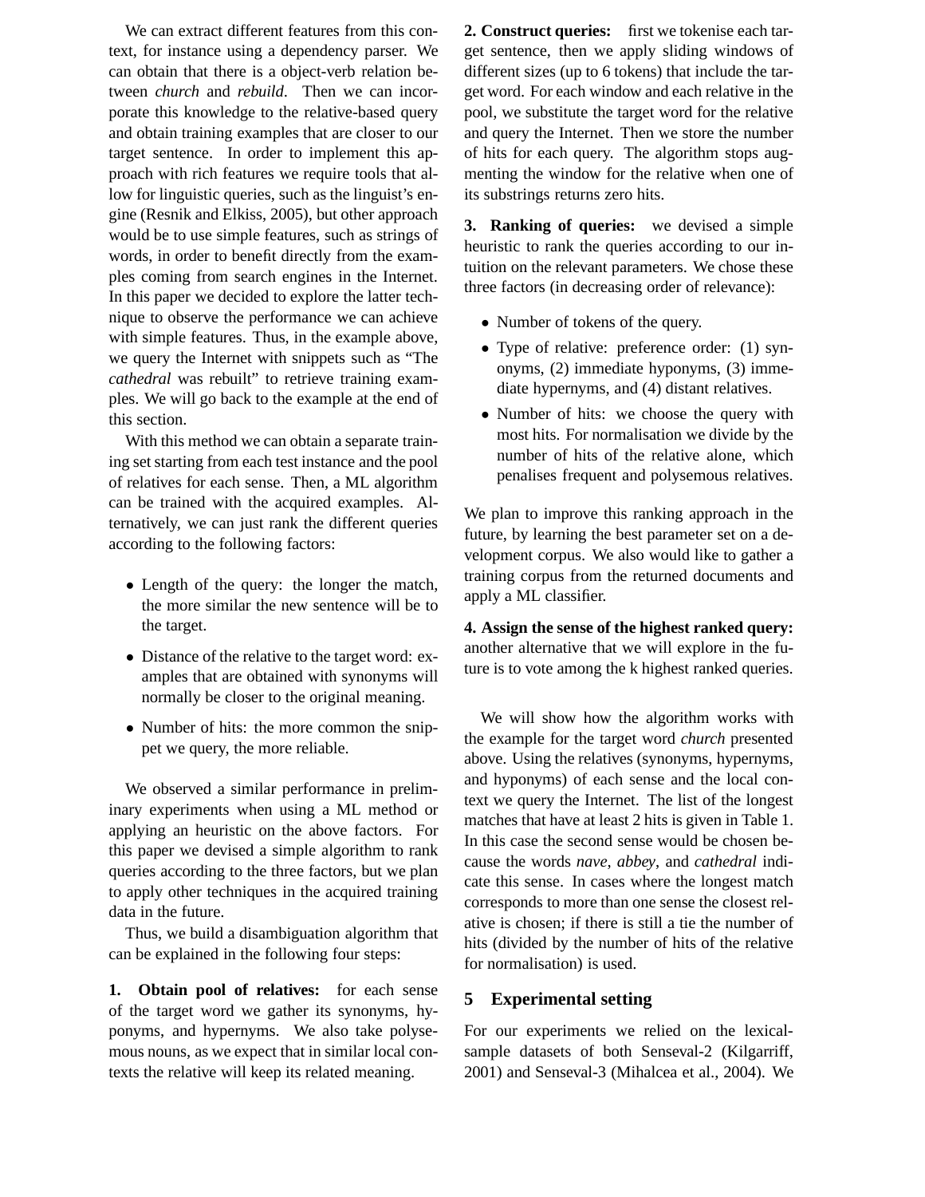We can extract different features from this context, for instance using a dependency parser. We can obtain that there is a object-verb relation between *church* and *rebuild*. Then we can incorporate this knowledge to the relative-based query and obtain training examples that are closer to our target sentence. In order to implement this approach with rich features we require tools that allow for linguistic queries, such as the linguist's engine (Resnik and Elkiss, 2005), but other approach would be to use simple features, such as strings of words, in order to benefit directly from the examples coming from search engines in the Internet. In this paper we decided to explore the latter technique to observe the performance we can achieve with simple features. Thus, in the example above, we query the Internet with snippets such as "The *cathedral* was rebuilt" to retrieve training examples. We will go back to the example at the end of this section.

With this method we can obtain a separate training set starting from each test instance and the pool of relatives for each sense. Then, a ML algorithm can be trained with the acquired examples. Alternatively, we can just rank the different queries according to the following factors:

- Length of the query: the longer the match, the more similar the new sentence will be to the target.
- Distance of the relative to the target word: examples that are obtained with synonyms will normally be closer to the original meaning.
- Number of hits: the more common the snippet we query, the more reliable.

We observed a similar performance in preliminary experiments when using a ML method or applying an heuristic on the above factors. For this paper we devised a simple algorithm to rank queries according to the three factors, but we plan to apply other techniques in the acquired training data in the future.

Thus, we build a disambiguation algorithm that can be explained in the following four steps:

**1. Obtain pool of relatives:** for each sense of the target word we gather its synonyms, hyponyms, and hypernyms. We also take polysemous nouns, as we expect that in similar local contexts the relative will keep its related meaning.

**2. Construct queries:** first we tokenise each target sentence, then we apply sliding windows of different sizes (up to 6 tokens) that include the target word. For each window and each relative in the pool, we substitute the target word for the relative and query the Internet. Then we store the number of hits for each query. The algorithm stops augmenting the window for the relative when one of its substrings returns zero hits.

**3. Ranking of queries:** we devised a simple heuristic to rank the queries according to our intuition on the relevant parameters. We chose these three factors (in decreasing order of relevance):

- Number of tokens of the query.
- Type of relative: preference order: (1) synonyms, (2) immediate hyponyms, (3) immediate hypernyms, and (4) distant relatives.
- Number of hits: we choose the query with most hits. For normalisation we divide by the number of hits of the relative alone, which penalises frequent and polysemous relatives.

We plan to improve this ranking approach in the future, by learning the best parameter set on a development corpus. We also would like to gather a training corpus from the returned documents and apply a ML classifier.

**4. Assign the sense of the highest ranked query:** another alternative that we will explore in the future is to vote among the k highest ranked queries.

We will show how the algorithm works with the example for the target word *church* presented above. Using the relatives (synonyms, hypernyms, and hyponyms) of each sense and the local context we query the Internet. The list of the longest matches that have at least 2 hits is given in Table 1. In this case the second sense would be chosen because the words *nave*, *abbey*, and *cathedral* indicate this sense. In cases where the longest match corresponds to more than one sense the closest relative is chosen; if there is still a tie the number of hits (divided by the number of hits of the relative for normalisation) is used.

## 5 Experimental setting

For our experiments we relied on the lexical-sample datasets of both Senseval-2 (Kilgarriff, 2001) and Senseval-3 (Mihalcea et al., 2004). We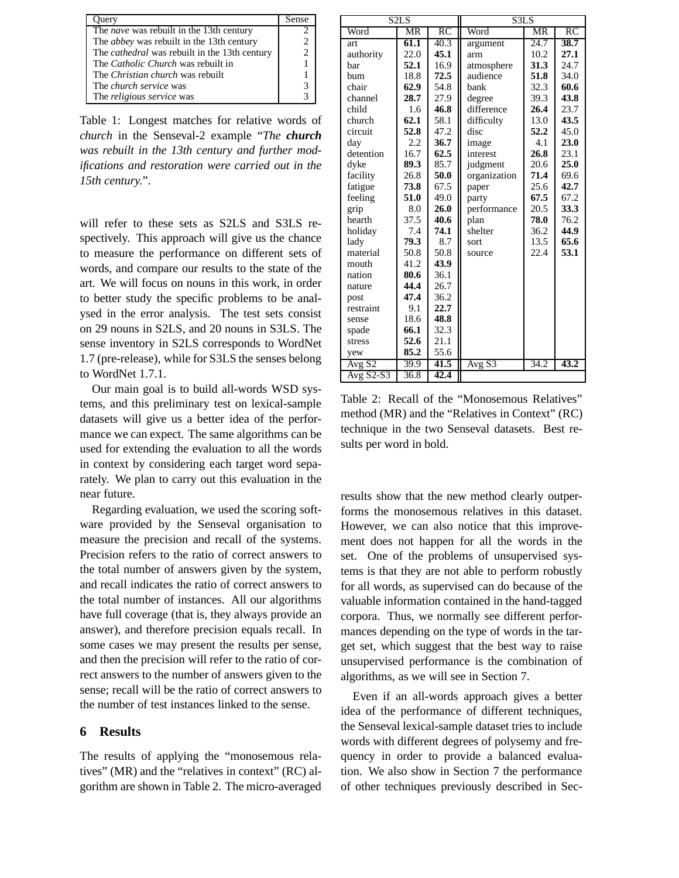| Query | Sense |
|---|---|
| The *nave* was rebuilt in the 13th century | 2 |
| The *abbey* was rebuilt in the 13th century | 2 |
| The *cathedral* was rebuilt in the 13th century | 2 |
| The *Catholic Church* was rebuilt in | 1 |
| The *Christian church* was rebuilt | 1 |
| The *church service* was | 3 |
| The *religious service* was | 3 |

Table 1: Longest matches for relative words of *church* in the Senseval-2 example "*The **church** was rebuilt in the 13th century and further modifications and restoration were carried out in the 15th century.*".

will refer to these sets as S2LS and S3LS respectively. This approach will give us the chance to measure the performance on different sets of words, and compare our results to the state of the art. We will focus on nouns in this work, in order to better study the specific problems to be analysed in the error analysis. The test sets consist on 29 nouns in S2LS, and 20 nouns in S3LS. The sense inventory in S2LS corresponds to WordNet 1.7 (pre-release), while for S3LS the senses belong to WordNet 1.7.1.

Our main goal is to build all-words WSD systems, and this preliminary test on lexical-sample datasets will give us a better idea of the performance we can expect. The same algorithms can be used for extending the evaluation to all the words in context by considering each target word separately. We plan to carry out this evaluation in the near future.

Regarding evaluation, we used the scoring software provided by the Senseval organisation to measure the precision and recall of the systems. Precision refers to the ratio of correct answers to the total number of answers given by the system, and recall indicates the ratio of correct answers to the total number of instances. All our algorithms have full coverage (that is, they always provide an answer), and therefore precision equals recall. In some cases we may present the results per sense, and then the precision will refer to the ratio of correct answers to the number of answers given to the sense; recall will be the ratio of correct answers to the number of test instances linked to the sense.

## 6 Results

The results of applying the "monosemous relatives" (MR) and the "relatives in context" (RC) algorithm are shown in Table 2. The micro-averaged results show that the new method clearly outperforms the monosemous relatives in this dataset. However, we can also notice that this improvement does not happen for all the words in the set. One of the problems of unsupervised systems is that they are not able to perform robustly for all words, as supervised can do because of the valuable information contained in the hand-tagged corpora. Thus, we normally see different performances depending on the type of words in the target set, which suggest that the best way to raise unsupervised performance is the combination of algorithms, as we will see in Section 7.

| S2LS | | | S3LS | | |
|---|---|---|---|---|---|
| Word | MR | RC | Word | MR | RC |
| art | **61.1** | 40.3 | argument | 24.7 | **38.7** |
| authority | 22.0 | **45.1** | arm | 10.2 | **27.1** |
| bar | **52.1** | 16.9 | atmosphere | **31.3** | 24.7 |
| bum | 18.8 | **72.5** | audience | **51.8** | 34.0 |
| chair | **62.9** | 54.8 | bank | 32.3 | **60.6** |
| channel | **28.7** | 27.9 | degree | 39.3 | **43.8** |
| child | 1.6 | **46.8** | difference | **26.4** | 23.7 |
| church | **62.1** | 58.1 | difficulty | 13.0 | **43.5** |
| circuit | **52.8** | 47.2 | disc | **52.2** | 45.0 |
| day | 2.2 | **36.7** | image | 4.1 | **23.0** |
| detention | 16.7 | **62.5** | interest | **26.8** | 23.1 |
| dyke | **89.3** | 85.7 | judgment | 20.6 | **25.0** |
| facility | 26.8 | **50.0** | organization | **71.4** | 69.6 |
| fatigue | **73.8** | 67.5 | paper | 25.6 | **42.7** |
| feeling | **51.0** | 49.0 | party | **67.5** | 67.2 |
| grip | 8.0 | **26.0** | performance | 20.5 | **33.3** |
| hearth | 37.5 | **40.6** | plan | **78.0** | 76.2 |
| holiday | 7.4 | **74.1** | shelter | 36.2 | **44.9** |
| lady | **79.3** | 8.7 | sort | 13.5 | **65.6** |
| material | 50.8 | 50.8 | source | 22.4 | **53.1** |
| mouth | 41.2 | **43.9** | | | |
| nation | **80.6** | 36.1 | | | |
| nature | **44.4** | 26.7 | | | |
| post | **47.4** | 36.2 | | | |
| restraint | 9.1 | **22.7** | | | |
| sense | 18.6 | **48.8** | | | |
| spade | **66.1** | 32.3 | | | |
| stress | **52.6** | 21.1 | | | |
| yew | **85.2** | 55.6 | | | |
| Avg S2 | 39.9 | **41.5** | Avg S3 | 34.2 | **43.2** |
| Avg S2-S3 | 36.8 | **42.4** | | | |

Table 2: Recall of the "Monosemous Relatives" method (MR) and the "Relatives in Context" (RC) technique in the two Senseval datasets. Best results per word in bold.

Even if an all-words approach gives a better idea of the performance of different techniques, the Senseval lexical-sample dataset tries to include words with different degrees of polysemy and frequency in order to provide a balanced evaluation. We also show in Section 7 the performance of other techniques previously described in Sec-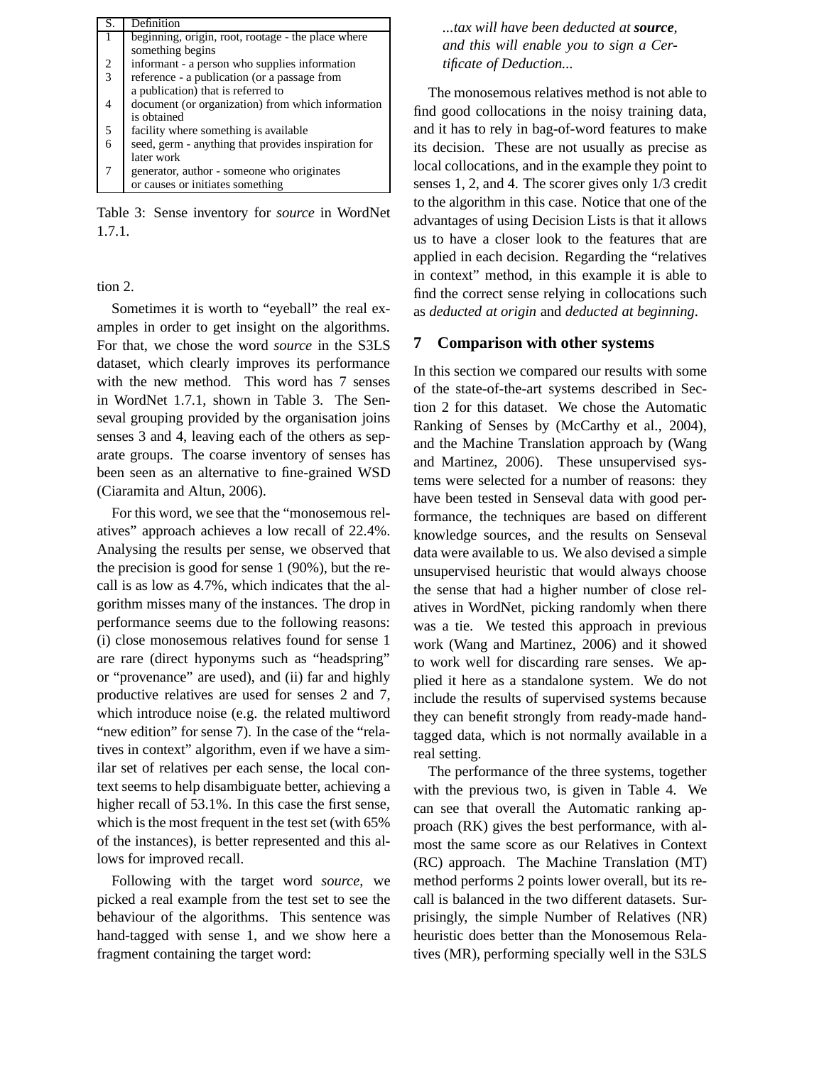| S. | Definition |
|---|---|
| 1 | beginning, origin, root, rootage - the place where something begins |
| 2 | informant - a person who supplies information |
| 3 | reference - a publication (or a passage from a publication) that is referred to |
| 4 | document (or organization) from which information is obtained |
| 5 | facility where something is available |
| 6 | seed, germ - anything that provides inspiration for later work |
| 7 | generator, author - someone who originates or causes or initiates something |

Table 3: Sense inventory for *source* in WordNet 1.7.1.

tion 2.

Sometimes it is worth to "eyeball" the real examples in order to get insight on the algorithms. For that, we chose the word *source* in the S3LS dataset, which clearly improves its performance with the new method. This word has 7 senses in WordNet 1.7.1, shown in Table 3. The Senseval grouping provided by the organisation joins senses 3 and 4, leaving each of the others as separate groups. The coarse inventory of senses has been seen as an alternative to fine-grained WSD (Ciaramita and Altun, 2006).

For this word, we see that the "monosemous relatives" approach achieves a low recall of 22.4%. Analysing the results per sense, we observed that the precision is good for sense 1 (90%), but the recall is as low as 4.7%, which indicates that the algorithm misses many of the instances. The drop in performance seems due to the following reasons: (i) close monosemous relatives found for sense 1 are rare (direct hyponyms such as "headspring" or "provenance" are used), and (ii) far and highly productive relatives are used for senses 2 and 7, which introduce noise (e.g. the related multiword "new edition" for sense 7). In the case of the "relatives in context" algorithm, even if we have a similar set of relatives per each sense, the local context seems to help disambiguate better, achieving a higher recall of 53.1%. In this case the first sense, which is the most frequent in the test set (with 65% of the instances), is better represented and this allows for improved recall.

Following with the target word *source*, we picked a real example from the test set to see the behaviour of the algorithms. This sentence was hand-tagged with sense 1, and we show here a fragment containing the target word:

> *...tax will have been deducted at* ***source****, and this will enable you to sign a Certificate of Deduction...*

The monosemous relatives method is not able to find good collocations in the noisy training data, and it has to rely in bag-of-word features to make its decision. These are not usually as precise as local collocations, and in the example they point to senses 1, 2, and 4. The scorer gives only 1/3 credit to the algorithm in this case. Notice that one of the advantages of using Decision Lists is that it allows us to have a closer look to the features that are applied in each decision. Regarding the "relatives in context" method, in this example it is able to find the correct sense relying in collocations such as *deducted at origin* and *deducted at beginning*.

## 7 Comparison with other systems

In this section we compared our results with some of the state-of-the-art systems described in Section 2 for this dataset. We chose the Automatic Ranking of Senses by (McCarthy et al., 2004), and the Machine Translation approach by (Wang and Martinez, 2006). These unsupervised systems were selected for a number of reasons: they have been tested in Senseval data with good performance, the techniques are based on different knowledge sources, and the results on Senseval data were available to us. We also devised a simple unsupervised heuristic that would always choose the sense that had a higher number of close relatives in WordNet, picking randomly when there was a tie. We tested this approach in previous work (Wang and Martinez, 2006) and it showed to work well for discarding rare senses. We applied it here as a standalone system. We do not include the results of supervised systems because they can benefit strongly from ready-made hand-tagged data, which is not normally available in a real setting.

The performance of the three systems, together with the previous two, is given in Table 4. We can see that overall the Automatic ranking approach (RK) gives the best performance, with almost the same score as our Relatives in Context (RC) approach. The Machine Translation (MT) method performs 2 points lower overall, but its recall is balanced in the two different datasets. Surprisingly, the simple Number of Relatives (NR) heuristic does better than the Monosemous Relatives (MR), performing specially well in the S3LS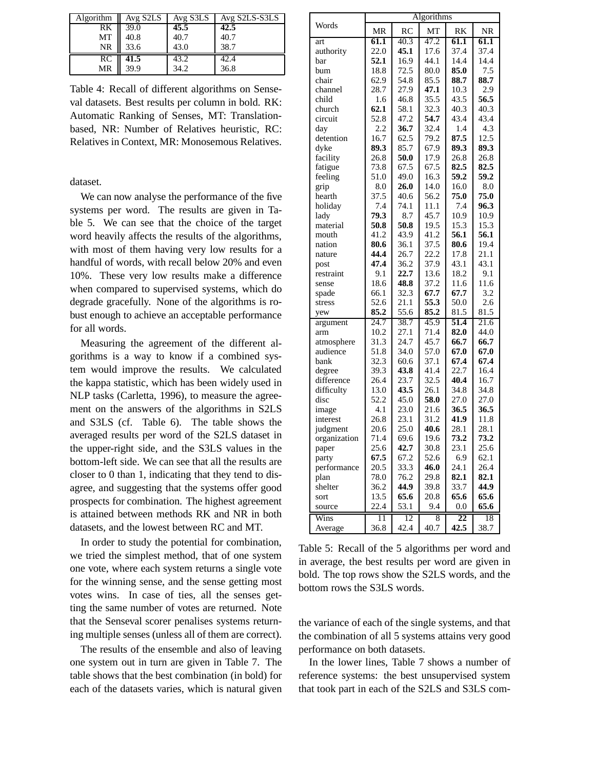| Algorithm | Avg S2LS | Avg S3LS | Avg S2LS-S3LS |
|---|---|---|---|
| RK | 39.0 | **45.5** | **42.5** |
| MT | 40.8 | 40.7 | 40.7 |
| NR | 33.6 | 43.0 | 38.7 |
| RC | **41.5** | 43.2 | 42.4 |
| MR | 39.9 | 34.2 | 36.8 |

Table 4: Recall of different algorithms on Senseval datasets. Best results per column in bold. RK: Automatic Ranking of Senses, MT: Translation-based, NR: Number of Relatives heuristic, RC: Relatives in Context, MR: Monosemous Relatives.

dataset.

We can now analyse the performance of the five systems per word. The results are given in Table 5. We can see that the choice of the target word heavily affects the results of the algorithms, with most of them having very low results for a handful of words, with recall below 20% and even 10%. These very low results make a difference when compared to supervised systems, which do degrade gracefully. None of the algorithms is robust enough to achieve an acceptable performance for all words.

Measuring the agreement of the different algorithms is a way to know if a combined system would improve the results. We calculated the kappa statistic, which has been widely used in NLP tasks (Carletta, 1996), to measure the agreement on the answers of the algorithms in S2LS and S3LS (cf. Table 6). The table shows the averaged results per word of the S2LS dataset in the upper-right side, and the S3LS values in the bottom-left side. We can see that all the results are closer to 0 than 1, indicating that they tend to disagree, and suggesting that the systems offer good prospects for combination. The highest agreement is attained between methods RK and NR in both datasets, and the lowest between RC and MT.

In order to study the potential for combination, we tried the simplest method, that of one system one vote, where each system returns a single vote for the winning sense, and the sense getting most votes wins. In case of ties, all the senses getting the same number of votes are returned. Note that the Senseval scorer penalises systems returning multiple senses (unless all of them are correct).

The results of the ensemble and also of leaving one system out in turn are given in Table 7. The table shows that the best combination (in bold) for each of the datasets varies, which is natural given the variance of each of the single systems, and that the combination of all 5 systems attains very good performance on both datasets.

In the lower lines, Table 7 shows a number of reference systems: the best unsupervised system that took part in each of the S2LS and S3LS com-

| Words | Algorithms | | | | |
|---|---|---|---|---|---|
| | MR | RC | MT | RK | NR |
| art | **61.1** | 40.3 | 47.2 | **61.1** | **61.1** |
| authority | 22.0 | **45.1** | 17.6 | 37.4 | 37.4 |
| bar | **52.1** | 16.9 | 44.1 | 14.4 | 14.4 |
| bum | 18.8 | 72.5 | 80.0 | **85.0** | 7.5 |
| chair | 62.9 | 54.8 | 85.5 | **88.7** | **88.7** |
| channel | 28.7 | 27.9 | **47.1** | 10.3 | 2.9 |
| child | 1.6 | 46.8 | 35.5 | 43.5 | **56.5** |
| church | **62.1** | 58.1 | 32.3 | 40.3 | 40.3 |
| circuit | 52.8 | 47.2 | **54.7** | 43.4 | 43.4 |
| day | 2.2 | **36.7** | 32.4 | 1.4 | 4.3 |
| detention | 16.7 | 62.5 | 79.2 | **87.5** | 12.5 |
| dyke | **89.3** | 85.7 | 67.9 | **89.3** | **89.3** |
| facility | 26.8 | **50.0** | 17.9 | 26.8 | 26.8 |
| fatigue | 73.8 | 67.5 | 67.5 | **82.5** | **82.5** |
| feeling | 51.0 | 49.0 | 16.3 | **59.2** | **59.2** |
| grip | 8.0 | **26.0** | 14.0 | 16.0 | 8.0 |
| hearth | 37.5 | 40.6 | 56.2 | **75.0** | **75.0** |
| holiday | 7.4 | 74.1 | 11.1 | 7.4 | **96.3** |
| lady | **79.3** | 8.7 | 45.7 | 10.9 | 10.9 |
| material | **50.8** | **50.8** | 19.5 | 15.3 | 15.3 |
| mouth | 41.2 | 43.9 | 41.2 | **56.1** | **56.1** |
| nation | **80.6** | 36.1 | 37.5 | **80.6** | 19.4 |
| nature | **44.4** | 26.7 | 22.2 | 17.8 | 21.1 |
| post | **47.4** | 36.2 | 37.9 | 43.1 | 43.1 |
| restraint | 9.1 | **22.7** | 13.6 | 18.2 | 9.1 |
| sense | 18.6 | **48.8** | 37.2 | 11.6 | 11.6 |
| spade | 66.1 | 32.3 | **67.7** | **67.7** | 3.2 |
| stress | 52.6 | 21.1 | **55.3** | 50.0 | 2.6 |
| yew | **85.2** | 55.6 | **85.2** | 81.5 | 81.5 |
| argument | 24.7 | 38.7 | 45.9 | **51.4** | 21.6 |
| arm | 10.2 | 27.1 | 71.4 | **82.0** | 44.0 |
| atmosphere | 31.3 | 24.7 | 45.7 | **66.7** | **66.7** |
| audience | 51.8 | 34.0 | 57.0 | **67.0** | **67.0** |
| bank | 32.3 | 60.6 | 37.1 | **67.4** | **67.4** |
| degree | 39.3 | **43.8** | 41.4 | 22.7 | 16.4 |
| difference | 26.4 | 23.7 | 32.5 | **40.4** | 16.7 |
| difficulty | 13.0 | **43.5** | 26.1 | 34.8 | 34.8 |
| disc | 52.2 | 45.0 | **58.0** | 27.0 | 27.0 |
| image | 4.1 | 23.0 | 21.6 | **36.5** | **36.5** |
| interest | 26.8 | 23.1 | 31.2 | **41.9** | 11.8 |
| judgment | 20.6 | 25.0 | **40.6** | 28.1 | 28.1 |
| organization | 71.4 | 69.6 | 19.6 | **73.2** | **73.2** |
| paper | 25.6 | **42.7** | 30.8 | 23.1 | 25.6 |
| party | **67.5** | 67.2 | 52.6 | 6.9 | 62.1 |
| performance | 20.5 | 33.3 | **46.0** | 24.1 | 26.4 |
| plan | 78.0 | 76.2 | 29.8 | **82.1** | **82.1** |
| shelter | 36.2 | **44.9** | 39.8 | 33.7 | **44.9** |
| sort | 13.5 | **65.6** | 20.8 | **65.6** | **65.6** |
| source | 22.4 | 53.1 | 9.4 | 0.0 | **65.6** |
| Wins | 11 | 12 | 8 | **22** | 18 |
| Average | 36.8 | 42.4 | 40.7 | **42.5** | 38.7 |

Table 5: Recall of the 5 algorithms per word and in average, the best results per word are given in bold. The top rows show the S2LS words, and the bottom rows the S3LS words.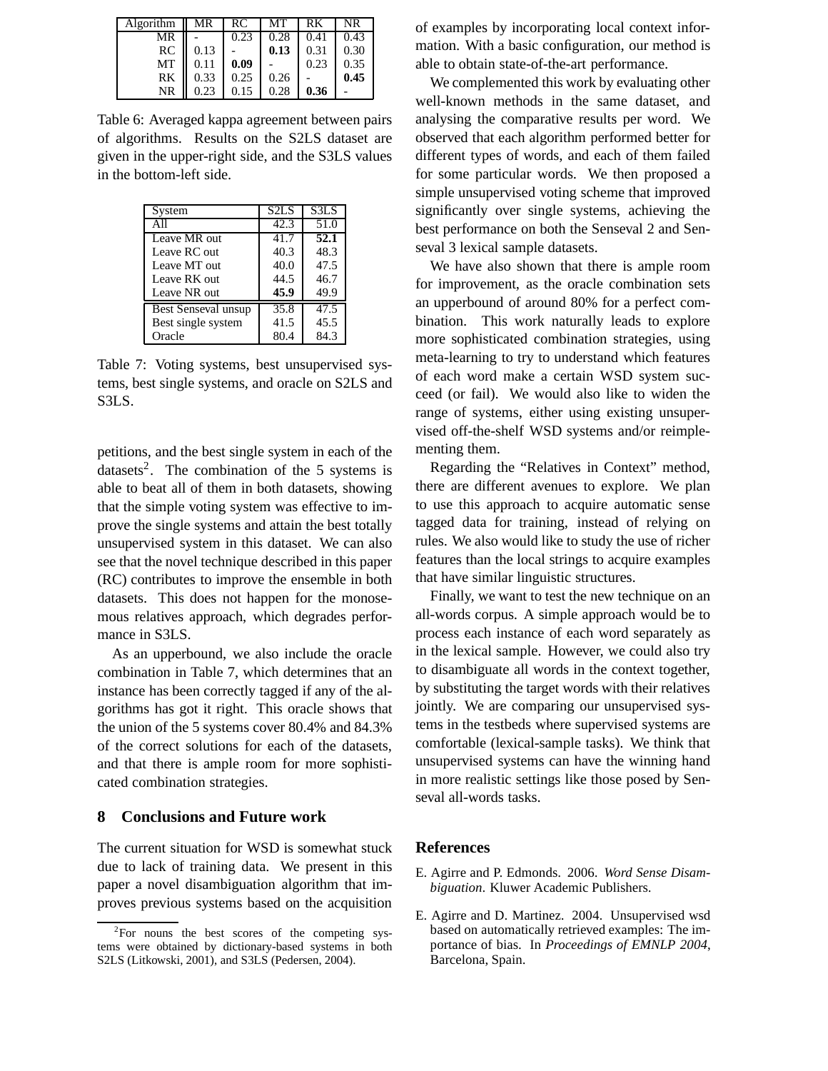| Algorithm | MR | RC | MT | RK | NR |
|---|---|---|---|---|---|
| MR | - | 0.23 | 0.28 | 0.41 | 0.43 |
| RC | 0.13 | - | **0.13** | 0.31 | 0.30 |
| MT | 0.11 | **0.09** | - | 0.23 | 0.35 |
| RK | 0.33 | 0.25 | 0.26 | - | **0.45** |
| NR | 0.23 | 0.15 | 0.28 | **0.36** | - |

Table 6: Averaged kappa agreement between pairs of algorithms. Results on the S2LS dataset are given in the upper-right side, and the S3LS values in the bottom-left side.

| System | S2LS | S3LS |
|---|---|---|
| All | 42.3 | 51.0 |
| Leave MR out | 41.7 | **52.1** |
| Leave RC out | 40.3 | 48.3 |
| Leave MT out | 40.0 | 47.5 |
| Leave RK out | 44.5 | 46.7 |
| Leave NR out | **45.9** | 49.9 |
| Best Senseval unsup | 35.8 | 47.5 |
| Best single system | 41.5 | 45.5 |
| Oracle | 80.4 | 84.3 |

Table 7: Voting systems, best unsupervised systems, best single systems, and oracle on S2LS and S3LS.

petitions, and the best single system in each of the datasets[2]. The combination of the 5 systems is able to beat all of them in both datasets, showing that the simple voting system was effective to improve the single systems and attain the best totally unsupervised system in this dataset. We can also see that the novel technique described in this paper (RC) contributes to improve the ensemble in both datasets. This does not happen for the monosemous relatives approach, which degrades performance in S3LS.

As an upperbound, we also include the oracle combination in Table 7, which determines that an instance has been correctly tagged if any of the algorithms has got it right. This oracle shows that the union of the 5 systems cover 80.4% and 84.3% of the correct solutions for each of the datasets, and that there is ample room for more sophisticated combination strategies.

## 8 Conclusions and Future work

The current situation for WSD is somewhat stuck due to lack of training data. We present in this paper a novel disambiguation algorithm that improves previous systems based on the acquisition of examples by incorporating local context information. With a basic configuration, our method is able to obtain state-of-the-art performance.

We complemented this work by evaluating other well-known methods in the same dataset, and analysing the comparative results per word. We observed that each algorithm performed better for different types of words, and each of them failed for some particular words. We then proposed a simple unsupervised voting scheme that improved significantly over single systems, achieving the best performance on both the Senseval 2 and Senseval 3 lexical sample datasets.

We have also shown that there is ample room for improvement, as the oracle combination sets an upperbound of around 80% for a perfect combination. This work naturally leads to explore more sophisticated combination strategies, using meta-learning to try to understand which features of each word make a certain WSD system succeed (or fail). We would also like to widen the range of systems, either using existing unsupervised off-the-shelf WSD systems and/or reimplementing them.

Regarding the "Relatives in Context" method, there are different avenues to explore. We plan to use this approach to acquire automatic sense tagged data for training, instead of relying on rules. We also would like to study the use of richer features than the local strings to acquire examples that have similar linguistic structures.

Finally, we want to test the new technique on an all-words corpus. A simple approach would be to process each instance of each word separately as in the lexical sample. However, we could also try to disambiguate all words in the context together, by substituting the target words with their relatives jointly. We are comparing our unsupervised systems in the testbeds where supervised systems are comfortable (lexical-sample tasks). We think that unsupervised systems can have the winning hand in more realistic settings like those posed by Senseval all-words tasks.

[2]For nouns the best scores of the competing systems were obtained by dictionary-based systems in both S2LS (Litkowski, 2001), and S3LS (Pedersen, 2004).

## References

E. Agirre and P. Edmonds. 2006. *Word Sense Disambiguation*. Kluwer Academic Publishers.

E. Agirre and D. Martinez. 2004. Unsupervised wsd based on automatically retrieved examples: The importance of bias. In *Proceedings of EMNLP 2004*, Barcelona, Spain.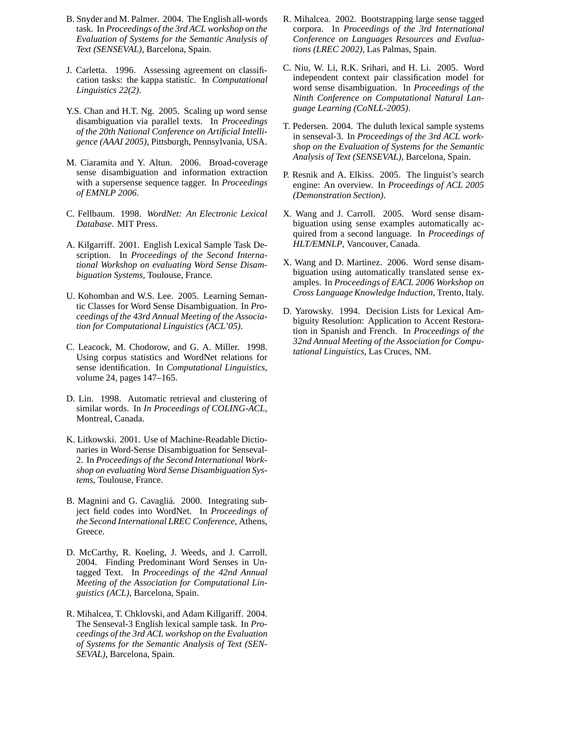B. Snyder and M. Palmer. 2004. The English all-words task. In *Proceedings of the 3rd ACL workshop on the Evaluation of Systems for the Semantic Analysis of Text (SENSEVAL)*, Barcelona, Spain.

J. Carletta. 1996. Assessing agreement on classification tasks: the kappa statistic. In *Computational Linguistics 22(2)*.

Y.S. Chan and H.T. Ng. 2005. Scaling up word sense disambiguation via parallel texts. In *Proceedings of the 20th National Conference on Artificial Intelligence (AAAI 2005)*, Pittsburgh, Pennsylvania, USA.

M. Ciaramita and Y. Altun. 2006. Broad-coverage sense disambiguation and information extraction with a supersense sequence tagger. In *Proceedings of EMNLP 2006*.

C. Fellbaum. 1998. *WordNet: An Electronic Lexical Database*. MIT Press.

A. Kilgarriff. 2001. English Lexical Sample Task Description. In *Proceedings of the Second International Workshop on evaluating Word Sense Disambiguation Systems*, Toulouse, France.

U. Kohomban and W.S. Lee. 2005. Learning Semantic Classes for Word Sense Disambiguation. In *Proceedings of the 43rd Annual Meeting of the Association for Computational Linguistics (ACL'05)*.

C. Leacock, M. Chodorow, and G. A. Miller. 1998. Using corpus statistics and WordNet relations for sense identification. In *Computational Linguistics*, volume 24, pages 147–165.

D. Lin. 1998. Automatic retrieval and clustering of similar words. In *In Proceedings of COLING-ACL*, Montreal, Canada.

K. Litkowski. 2001. Use of Machine-Readable Dictionaries in Word-Sense Disambiguation for Senseval-2. In *Proceedings of the Second International Workshop on evaluating Word Sense Disambiguation Systems*, Toulouse, France.

B. Magnini and G. Cavagliá. 2000. Integrating subject field codes into WordNet. In *Proceedings of the Second International LREC Conference*, Athens, Greece.

D. McCarthy, R. Koeling, J. Weeds, and J. Carroll. 2004. Finding Predominant Word Senses in Untagged Text. In *Proceedings of the 42nd Annual Meeting of the Association for Computational Linguistics (ACL)*, Barcelona, Spain.

R. Mihalcea, T. Chklovski, and Adam Killgariff. 2004. The Senseval-3 English lexical sample task. In *Proceedings of the 3rd ACL workshop on the Evaluation of Systems for the Semantic Analysis of Text (SENSEVAL)*, Barcelona, Spain.

R. Mihalcea. 2002. Bootstrapping large sense tagged corpora. In *Proceedings of the 3rd International Conference on Languages Resources and Evaluations (LREC 2002)*, Las Palmas, Spain.

C. Niu, W. Li, R.K. Srihari, and H. Li. 2005. Word independent context pair classification model for word sense disambiguation. In *Proceedings of the Ninth Conference on Computational Natural Language Learning (CoNLL-2005)*.

T. Pedersen. 2004. The duluth lexical sample systems in senseval-3. In *Proceedings of the 3rd ACL workshop on the Evaluation of Systems for the Semantic Analysis of Text (SENSEVAL)*, Barcelona, Spain.

P. Resnik and A. Elkiss. 2005. The linguist's search engine: An overview. In *Proceedings of ACL 2005 (Demonstration Section)*.

X. Wang and J. Carroll. 2005. Word sense disambiguation using sense examples automatically acquired from a second language. In *Proceedings of HLT/EMNLP*, Vancouver, Canada.

X. Wang and D. Martinez. 2006. Word sense disambiguation using automatically translated sense examples. In *Proceedings of EACL 2006 Workshop on Cross Language Knowledge Induction*, Trento, Italy.

D. Yarowsky. 1994. Decision Lists for Lexical Ambiguity Resolution: Application to Accent Restoration in Spanish and French. In *Proceedings of the 32nd Annual Meeting of the Association for Computational Linguistics*, Las Cruces, NM.